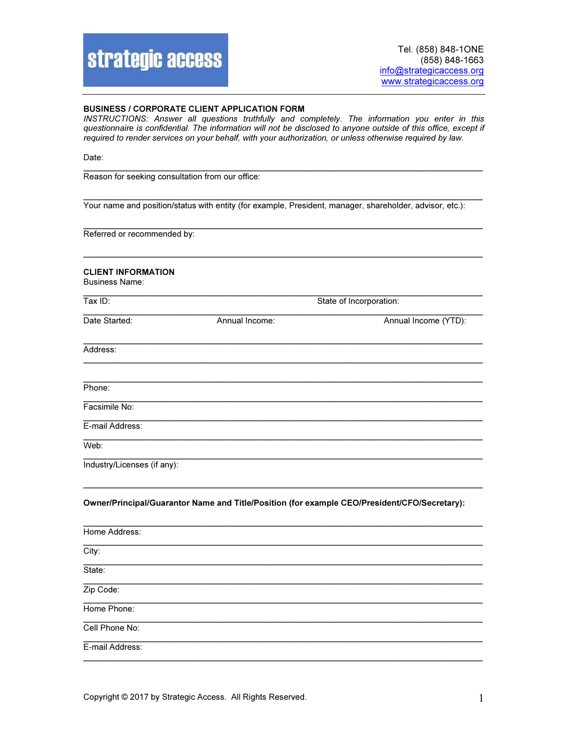strategic access

Tel. (858) 848-1ONE
(858) 848-1663
info@strategicaccess.org
www.strategicaccess.org

**BUSINESS / CORPORATE CLIENT APPLICATION FORM**

*INSTRUCTIONS: Answer all questions truthfully and completely. The information you enter in this questionnaire is confidential. The information will not be disclosed to anyone outside of this office, except if required to render services on your behalf, with your authorization, or unless otherwise required by law.*

Date: ______________________________________________

Reason for seeking consultation from our office:

______________________________________________

Your name and position/status with entity (for example, President, manager, shareholder, advisor, etc.):

______________________________________________

Referred or recommended by:

______________________________________________

**CLIENT INFORMATION**

Business Name: ______________________________________________

Tax ID: ______________________ State of Incorporation: ______________________

Date Started: ______________ Annual Income: ______________ Annual Income (YTD): ______________

Address: ______________________________________________

______________________________________________

Phone: ______________________________________________

Facsimile No: ______________________________________________

E-mail Address: ______________________________________________

Web: ______________________________________________

Industry/Licenses (if any):

______________________________________________

**Owner/Principal/Guarantor Name and Title/Position (for example CEO/President/CFO/Secretary):**

______________________________________________

Home Address: ______________________________________________

City: ______________________________________________

State: ______________________________________________

Zip Code: ______________________________________________

Home Phone: ______________________________________________

Cell Phone No: ______________________________________________

E-mail Address: ______________________________________________

Copyright © 2017 by Strategic Access. All Rights Reserved.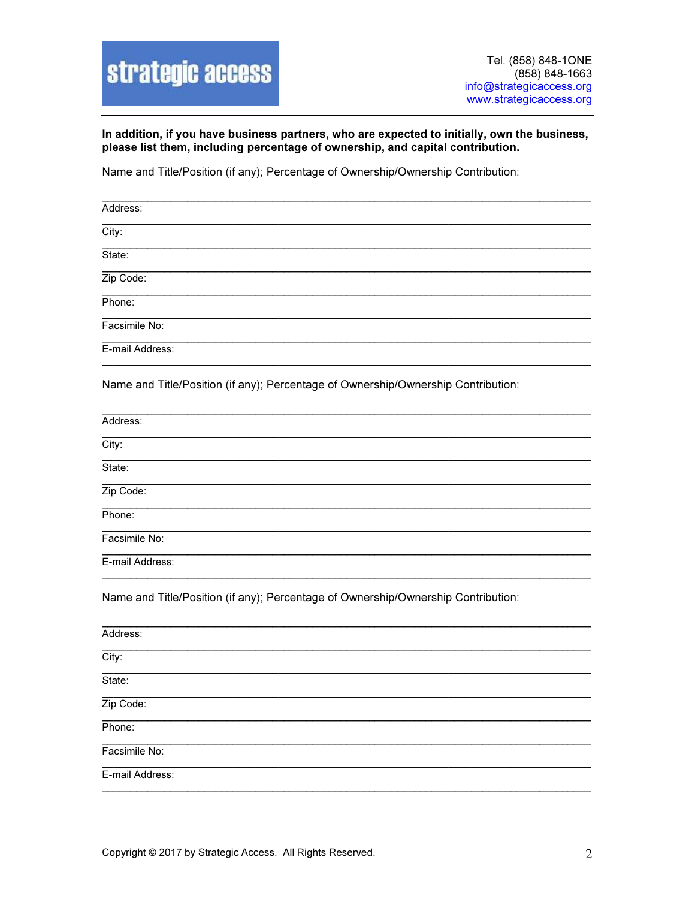**In addition, if you have business partners, who are expected to initially, own the business, please list them, including percentage of ownership, and capital contribution.**

Name and Title/Position (if any); Percentage of Ownership/Ownership Contribution:

\_\_\_\_\_\_\_\_\_\_\_\_\_\_\_\_\_\_\_\_\_\_\_\_\_\_\_\_\_\_\_\_\_\_\_\_\_\_\_\_\_\_\_\_\_\_\_\_\_\_\_\_\_\_\_\_\_\_\_\_\_\_\_\_\_\_\_\_\_\_\_\_

Address: \_\_\_\_\_\_\_\_\_\_\_\_\_\_\_\_\_\_\_\_\_\_\_\_\_\_\_\_\_\_\_\_\_\_\_\_\_\_\_\_\_\_\_\_\_\_\_\_\_\_\_\_\_\_\_\_\_\_\_\_\_\_\_

City: \_\_\_\_\_\_\_\_\_\_\_\_\_\_\_\_\_\_\_\_\_\_\_\_\_\_\_\_\_\_\_\_\_\_\_\_\_\_\_\_\_\_\_\_\_\_\_\_\_\_\_\_\_\_\_\_\_\_\_\_\_\_\_\_\_\_

State: \_\_\_\_\_\_\_\_\_\_\_\_\_\_\_\_\_\_\_\_\_\_\_\_\_\_\_\_\_\_\_\_\_\_\_\_\_\_\_\_\_\_\_\_\_\_\_\_\_\_\_\_\_\_\_\_\_\_\_\_\_\_\_\_\_

Zip Code: \_\_\_\_\_\_\_\_\_\_\_\_\_\_\_\_\_\_\_\_\_\_\_\_\_\_\_\_\_\_\_\_\_\_\_\_\_\_\_\_\_\_\_\_\_\_\_\_\_\_\_\_\_\_\_\_\_\_\_\_\_\_

Phone: \_\_\_\_\_\_\_\_\_\_\_\_\_\_\_\_\_\_\_\_\_\_\_\_\_\_\_\_\_\_\_\_\_\_\_\_\_\_\_\_\_\_\_\_\_\_\_\_\_\_\_\_\_\_\_\_\_\_\_\_\_\_\_\_

Facsimile No: \_\_\_\_\_\_\_\_\_\_\_\_\_\_\_\_\_\_\_\_\_\_\_\_\_\_\_\_\_\_\_\_\_\_\_\_\_\_\_\_\_\_\_\_\_\_\_\_\_\_\_\_\_\_\_\_\_\_\_

E-mail Address: \_\_\_\_\_\_\_\_\_\_\_\_\_\_\_\_\_\_\_\_\_\_\_\_\_\_\_\_\_\_\_\_\_\_\_\_\_\_\_\_\_\_\_\_\_\_\_\_\_\_\_\_\_\_\_\_\_

Name and Title/Position (if any); Percentage of Ownership/Ownership Contribution:

\_\_\_\_\_\_\_\_\_\_\_\_\_\_\_\_\_\_\_\_\_\_\_\_\_\_\_\_\_\_\_\_\_\_\_\_\_\_\_\_\_\_\_\_\_\_\_\_\_\_\_\_\_\_\_\_\_\_\_\_\_\_\_\_\_\_\_\_\_\_\_\_

Address: \_\_\_\_\_\_\_\_\_\_\_\_\_\_\_\_\_\_\_\_\_\_\_\_\_\_\_\_\_\_\_\_\_\_\_\_\_\_\_\_\_\_\_\_\_\_\_\_\_\_\_\_\_\_\_\_\_\_\_\_\_\_\_

City: \_\_\_\_\_\_\_\_\_\_\_\_\_\_\_\_\_\_\_\_\_\_\_\_\_\_\_\_\_\_\_\_\_\_\_\_\_\_\_\_\_\_\_\_\_\_\_\_\_\_\_\_\_\_\_\_\_\_\_\_\_\_\_\_\_\_

State: \_\_\_\_\_\_\_\_\_\_\_\_\_\_\_\_\_\_\_\_\_\_\_\_\_\_\_\_\_\_\_\_\_\_\_\_\_\_\_\_\_\_\_\_\_\_\_\_\_\_\_\_\_\_\_\_\_\_\_\_\_\_\_\_\_

Zip Code: \_\_\_\_\_\_\_\_\_\_\_\_\_\_\_\_\_\_\_\_\_\_\_\_\_\_\_\_\_\_\_\_\_\_\_\_\_\_\_\_\_\_\_\_\_\_\_\_\_\_\_\_\_\_\_\_\_\_\_\_\_\_

Phone: \_\_\_\_\_\_\_\_\_\_\_\_\_\_\_\_\_\_\_\_\_\_\_\_\_\_\_\_\_\_\_\_\_\_\_\_\_\_\_\_\_\_\_\_\_\_\_\_\_\_\_\_\_\_\_\_\_\_\_\_\_\_\_\_

Facsimile No: \_\_\_\_\_\_\_\_\_\_\_\_\_\_\_\_\_\_\_\_\_\_\_\_\_\_\_\_\_\_\_\_\_\_\_\_\_\_\_\_\_\_\_\_\_\_\_\_\_\_\_\_\_\_\_\_\_\_\_

E-mail Address: \_\_\_\_\_\_\_\_\_\_\_\_\_\_\_\_\_\_\_\_\_\_\_\_\_\_\_\_\_\_\_\_\_\_\_\_\_\_\_\_\_\_\_\_\_\_\_\_\_\_\_\_\_\_\_\_\_

Name and Title/Position (if any); Percentage of Ownership/Ownership Contribution:

\_\_\_\_\_\_\_\_\_\_\_\_\_\_\_\_\_\_\_\_\_\_\_\_\_\_\_\_\_\_\_\_\_\_\_\_\_\_\_\_\_\_\_\_\_\_\_\_\_\_\_\_\_\_\_\_\_\_\_\_\_\_\_\_\_\_\_\_\_\_\_\_

Address: \_\_\_\_\_\_\_\_\_\_\_\_\_\_\_\_\_\_\_\_\_\_\_\_\_\_\_\_\_\_\_\_\_\_\_\_\_\_\_\_\_\_\_\_\_\_\_\_\_\_\_\_\_\_\_\_\_\_\_\_\_\_\_

City: \_\_\_\_\_\_\_\_\_\_\_\_\_\_\_\_\_\_\_\_\_\_\_\_\_\_\_\_\_\_\_\_\_\_\_\_\_\_\_\_\_\_\_\_\_\_\_\_\_\_\_\_\_\_\_\_\_\_\_\_\_\_\_\_\_\_

State: \_\_\_\_\_\_\_\_\_\_\_\_\_\_\_\_\_\_\_\_\_\_\_\_\_\_\_\_\_\_\_\_\_\_\_\_\_\_\_\_\_\_\_\_\_\_\_\_\_\_\_\_\_\_\_\_\_\_\_\_\_\_\_\_\_

Zip Code: \_\_\_\_\_\_\_\_\_\_\_\_\_\_\_\_\_\_\_\_\_\_\_\_\_\_\_\_\_\_\_\_\_\_\_\_\_\_\_\_\_\_\_\_\_\_\_\_\_\_\_\_\_\_\_\_\_\_\_\_\_\_

Phone: \_\_\_\_\_\_\_\_\_\_\_\_\_\_\_\_\_\_\_\_\_\_\_\_\_\_\_\_\_\_\_\_\_\_\_\_\_\_\_\_\_\_\_\_\_\_\_\_\_\_\_\_\_\_\_\_\_\_\_\_\_\_\_\_

Facsimile No: \_\_\_\_\_\_\_\_\_\_\_\_\_\_\_\_\_\_\_\_\_\_\_\_\_\_\_\_\_\_\_\_\_\_\_\_\_\_\_\_\_\_\_\_\_\_\_\_\_\_\_\_\_\_\_\_\_\_\_

E-mail Address: \_\_\_\_\_\_\_\_\_\_\_\_\_\_\_\_\_\_\_\_\_\_\_\_\_\_\_\_\_\_\_\_\_\_\_\_\_\_\_\_\_\_\_\_\_\_\_\_\_\_\_\_\_\_\_\_\_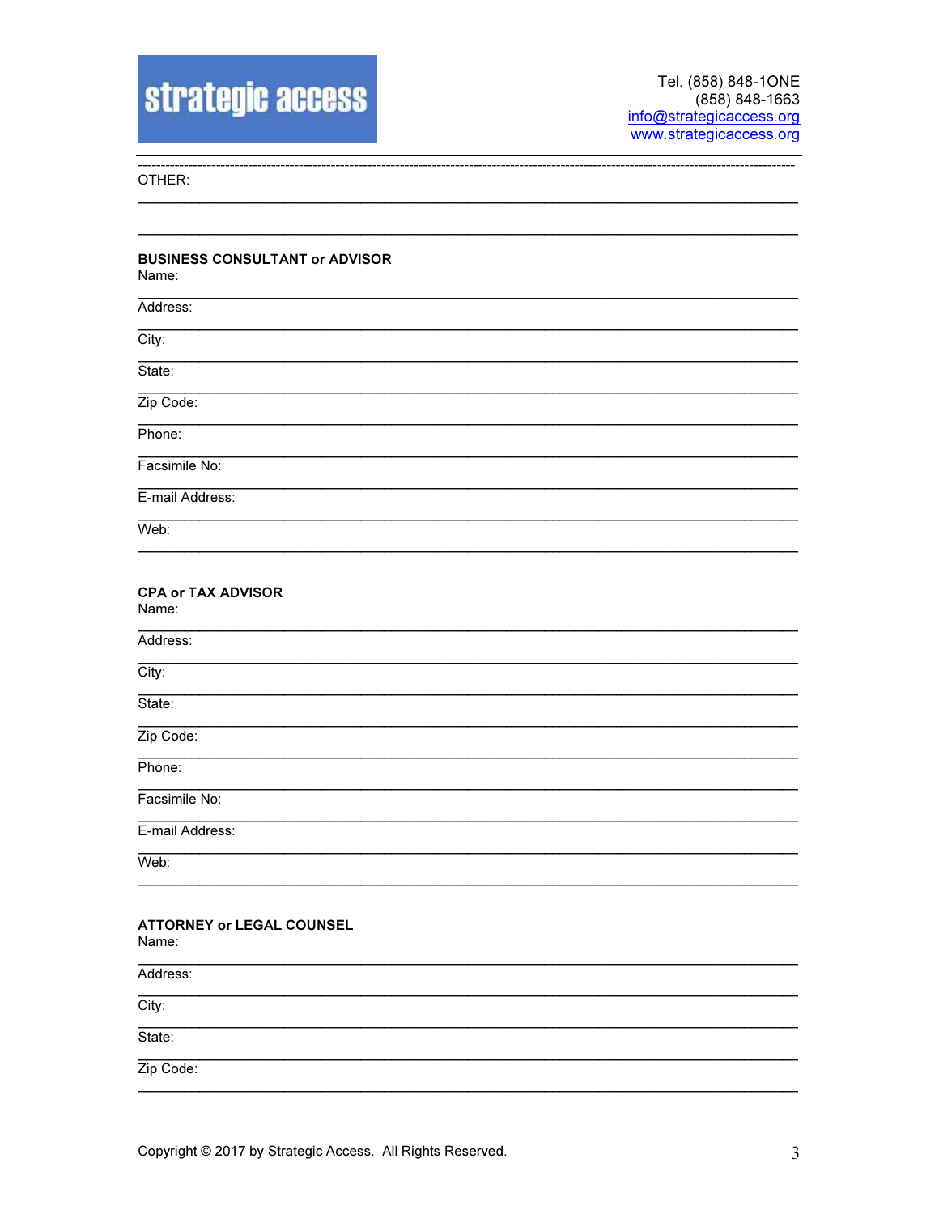OTHER:

______________________________________________________________________________

______________________________________________________________________________

**BUSINESS CONSULTANT or ADVISOR**

Name:
______________________________________________________________________________

Address:
______________________________________________________________________________

City:
______________________________________________________________________________

State:
______________________________________________________________________________

Zip Code:
______________________________________________________________________________

Phone:
______________________________________________________________________________

Facsimile No:
______________________________________________________________________________

E-mail Address:
______________________________________________________________________________

Web:
______________________________________________________________________________

**CPA or TAX ADVISOR**

Name:
______________________________________________________________________________

Address:
______________________________________________________________________________

City:
______________________________________________________________________________

State:
______________________________________________________________________________

Zip Code:
______________________________________________________________________________

Phone:
______________________________________________________________________________

Facsimile No:
______________________________________________________________________________

E-mail Address:
______________________________________________________________________________

Web:
______________________________________________________________________________

**ATTORNEY or LEGAL COUNSEL**

Name:
______________________________________________________________________________

Address:
______________________________________________________________________________

City:
______________________________________________________________________________

State:
______________________________________________________________________________

Zip Code:
______________________________________________________________________________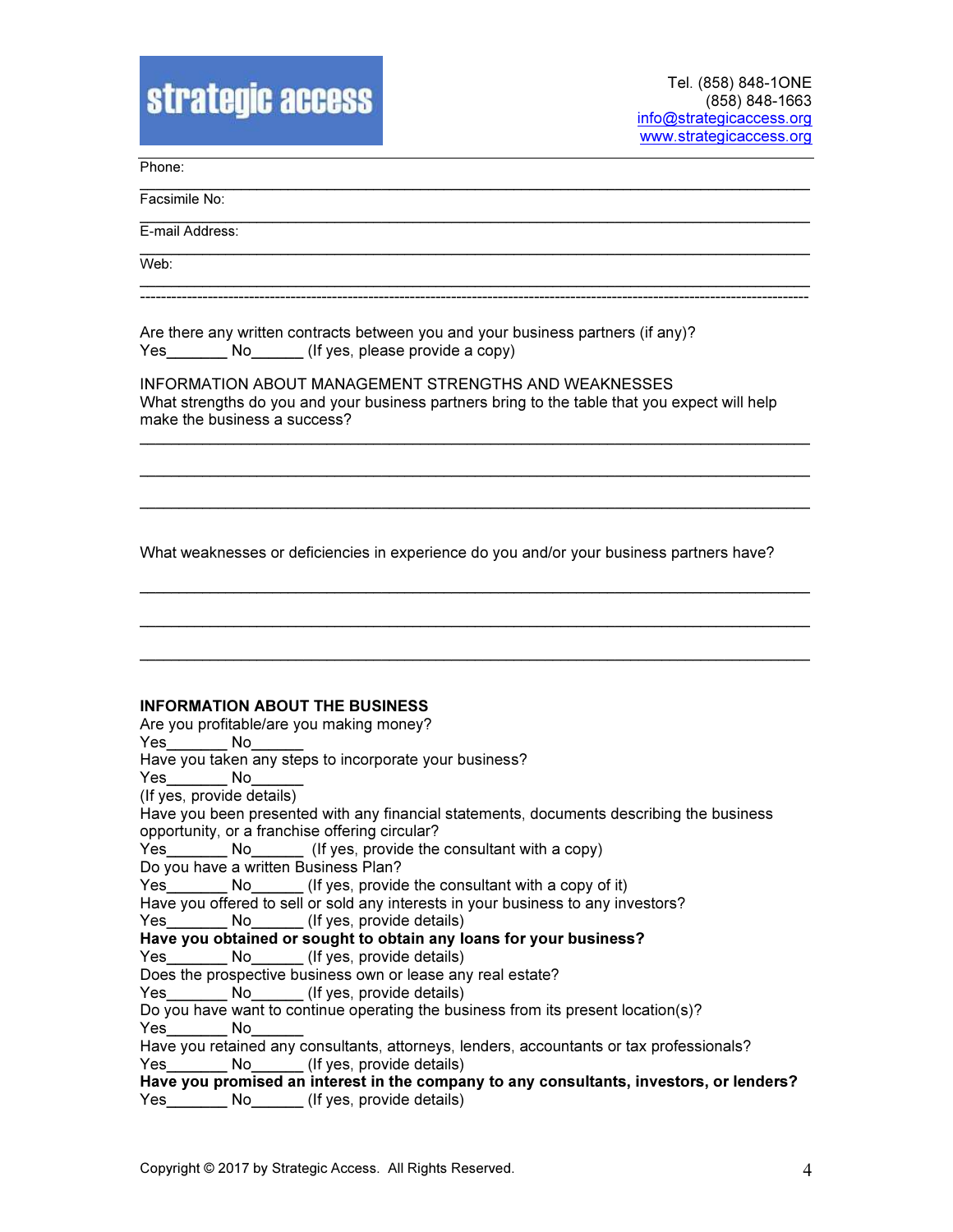Phone:

\_\_\_\_\_\_\_\_\_\_\_\_\_\_\_\_\_\_\_\_\_\_\_\_\_\_\_\_\_\_\_\_\_\_\_\_\_\_\_\_\_\_\_\_\_\_\_\_\_\_\_\_\_\_\_\_\_\_\_\_\_\_\_\_\_\_\_\_\_\_\_\_

Facsimile No:

\_\_\_\_\_\_\_\_\_\_\_\_\_\_\_\_\_\_\_\_\_\_\_\_\_\_\_\_\_\_\_\_\_\_\_\_\_\_\_\_\_\_\_\_\_\_\_\_\_\_\_\_\_\_\_\_\_\_\_\_\_\_\_\_\_\_\_\_\_\_\_\_

E-mail Address:

\_\_\_\_\_\_\_\_\_\_\_\_\_\_\_\_\_\_\_\_\_\_\_\_\_\_\_\_\_\_\_\_\_\_\_\_\_\_\_\_\_\_\_\_\_\_\_\_\_\_\_\_\_\_\_\_\_\_\_\_\_\_\_\_\_\_\_\_\_\_\_\_

Web:

\_\_\_\_\_\_\_\_\_\_\_\_\_\_\_\_\_\_\_\_\_\_\_\_\_\_\_\_\_\_\_\_\_\_\_\_\_\_\_\_\_\_\_\_\_\_\_\_\_\_\_\_\_\_\_\_\_\_\_\_\_\_\_\_\_\_\_\_\_\_\_\_

---

Are there any written contracts between you and your business partners (if any)?
Yes_______ No______ (If yes, please provide a copy)

INFORMATION ABOUT MANAGEMENT STRENGTHS AND WEAKNESSES
What strengths do you and your business partners bring to the table that you expect will help make the business a success?

\_\_\_\_\_\_\_\_\_\_\_\_\_\_\_\_\_\_\_\_\_\_\_\_\_\_\_\_\_\_\_\_\_\_\_\_\_\_\_\_\_\_\_\_\_\_\_\_\_\_\_\_\_\_\_\_\_\_\_\_\_\_\_\_\_\_\_\_\_\_\_\_

\_\_\_\_\_\_\_\_\_\_\_\_\_\_\_\_\_\_\_\_\_\_\_\_\_\_\_\_\_\_\_\_\_\_\_\_\_\_\_\_\_\_\_\_\_\_\_\_\_\_\_\_\_\_\_\_\_\_\_\_\_\_\_\_\_\_\_\_\_\_\_\_

\_\_\_\_\_\_\_\_\_\_\_\_\_\_\_\_\_\_\_\_\_\_\_\_\_\_\_\_\_\_\_\_\_\_\_\_\_\_\_\_\_\_\_\_\_\_\_\_\_\_\_\_\_\_\_\_\_\_\_\_\_\_\_\_\_\_\_\_\_\_\_\_

What weaknesses or deficiencies in experience do you and/or your business partners have?

\_\_\_\_\_\_\_\_\_\_\_\_\_\_\_\_\_\_\_\_\_\_\_\_\_\_\_\_\_\_\_\_\_\_\_\_\_\_\_\_\_\_\_\_\_\_\_\_\_\_\_\_\_\_\_\_\_\_\_\_\_\_\_\_\_\_\_\_\_\_\_\_

\_\_\_\_\_\_\_\_\_\_\_\_\_\_\_\_\_\_\_\_\_\_\_\_\_\_\_\_\_\_\_\_\_\_\_\_\_\_\_\_\_\_\_\_\_\_\_\_\_\_\_\_\_\_\_\_\_\_\_\_\_\_\_\_\_\_\_\_\_\_\_\_

\_\_\_\_\_\_\_\_\_\_\_\_\_\_\_\_\_\_\_\_\_\_\_\_\_\_\_\_\_\_\_\_\_\_\_\_\_\_\_\_\_\_\_\_\_\_\_\_\_\_\_\_\_\_\_\_\_\_\_\_\_\_\_\_\_\_\_\_\_\_\_\_

**INFORMATION ABOUT THE BUSINESS**
Are you profitable/are you making money?
Yes_______ No______
Have you taken any steps to incorporate your business?
Yes_______ No______
(If yes, provide details)
Have you been presented with any financial statements, documents describing the business opportunity, or a franchise offering circular?
Yes_______ No______ (If yes, provide the consultant with a copy)
Do you have a written Business Plan?
Yes_______ No______ (If yes, provide the consultant with a copy of it)
Have you offered to sell or sold any interests in your business to any investors?
Yes_______ No______ (If yes, provide details)
**Have you obtained or sought to obtain any loans for your business?**
Yes_______ No______ (If yes, provide details)
Does the prospective business own or lease any real estate?
Yes_______ No______ (If yes, provide details)
Do you have want to continue operating the business from its present location(s)?
Yes_______ No______
Have you retained any consultants, attorneys, lenders, accountants or tax professionals?
Yes_______ No______ (If yes, provide details)
**Have you promised an interest in the company to any consultants, investors, or lenders?**
Yes_______ No______ (If yes, provide details)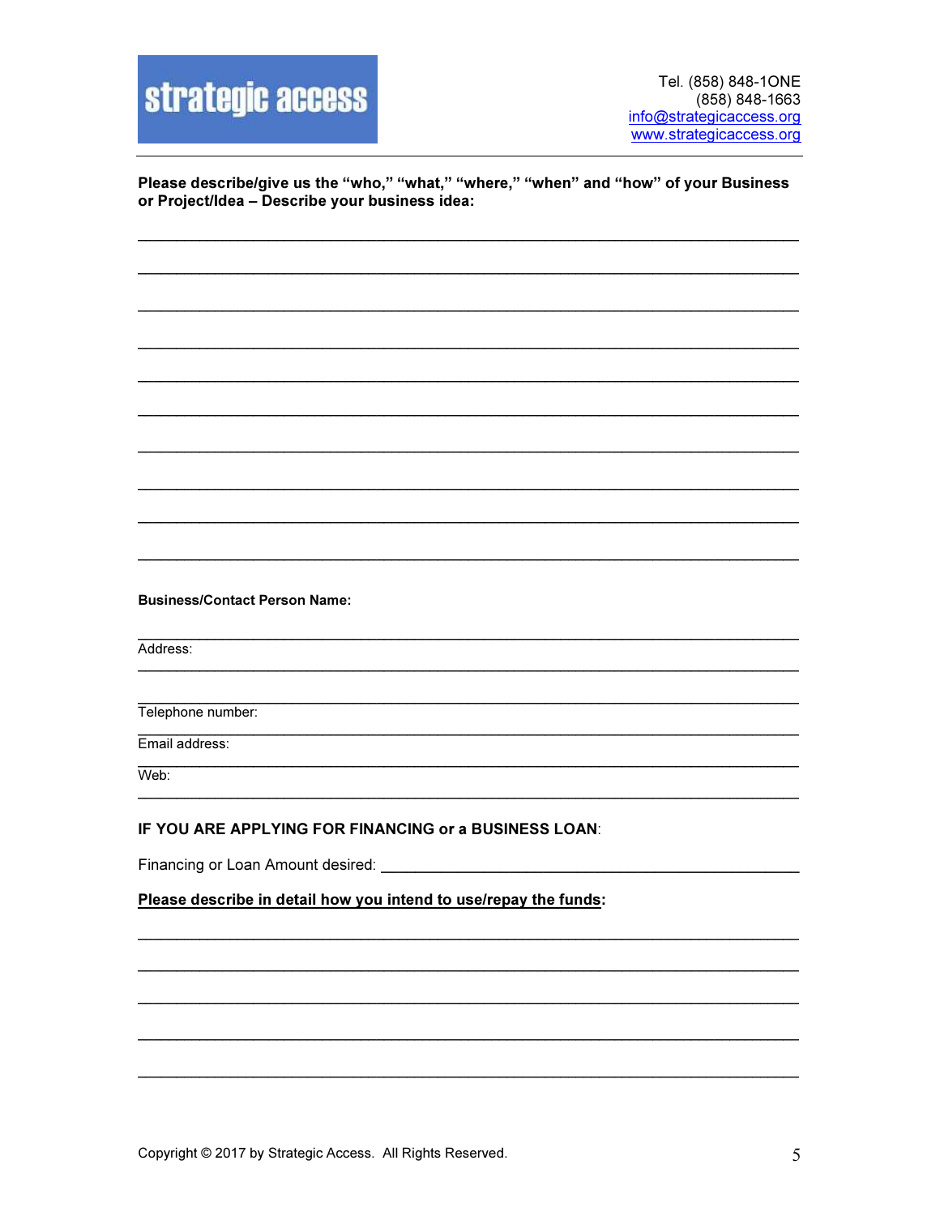**Please describe/give us the "who," "what," "where," "when" and "how" of your Business or Project/Idea – Describe your business idea:**

______________________________________________________________________

______________________________________________________________________

______________________________________________________________________

______________________________________________________________________

______________________________________________________________________

______________________________________________________________________

______________________________________________________________________

______________________________________________________________________

______________________________________________________________________

______________________________________________________________________

**Business/Contact Person Name:**

______________________________________________________________________

Address:

______________________________________________________________________

______________________________________________________________________

Telephone number:

______________________________________________________________________

Email address:

______________________________________________________________________

Web:

______________________________________________________________________

**IF YOU ARE APPLYING FOR FINANCING or a BUSINESS LOAN**:

Financing or Loan Amount desired: ______________________________________

**Please describe in detail how you intend to use/repay the funds:**

______________________________________________________________________

______________________________________________________________________

______________________________________________________________________

______________________________________________________________________

______________________________________________________________________

Copyright © 2017 by Strategic Access. All Rights Reserved.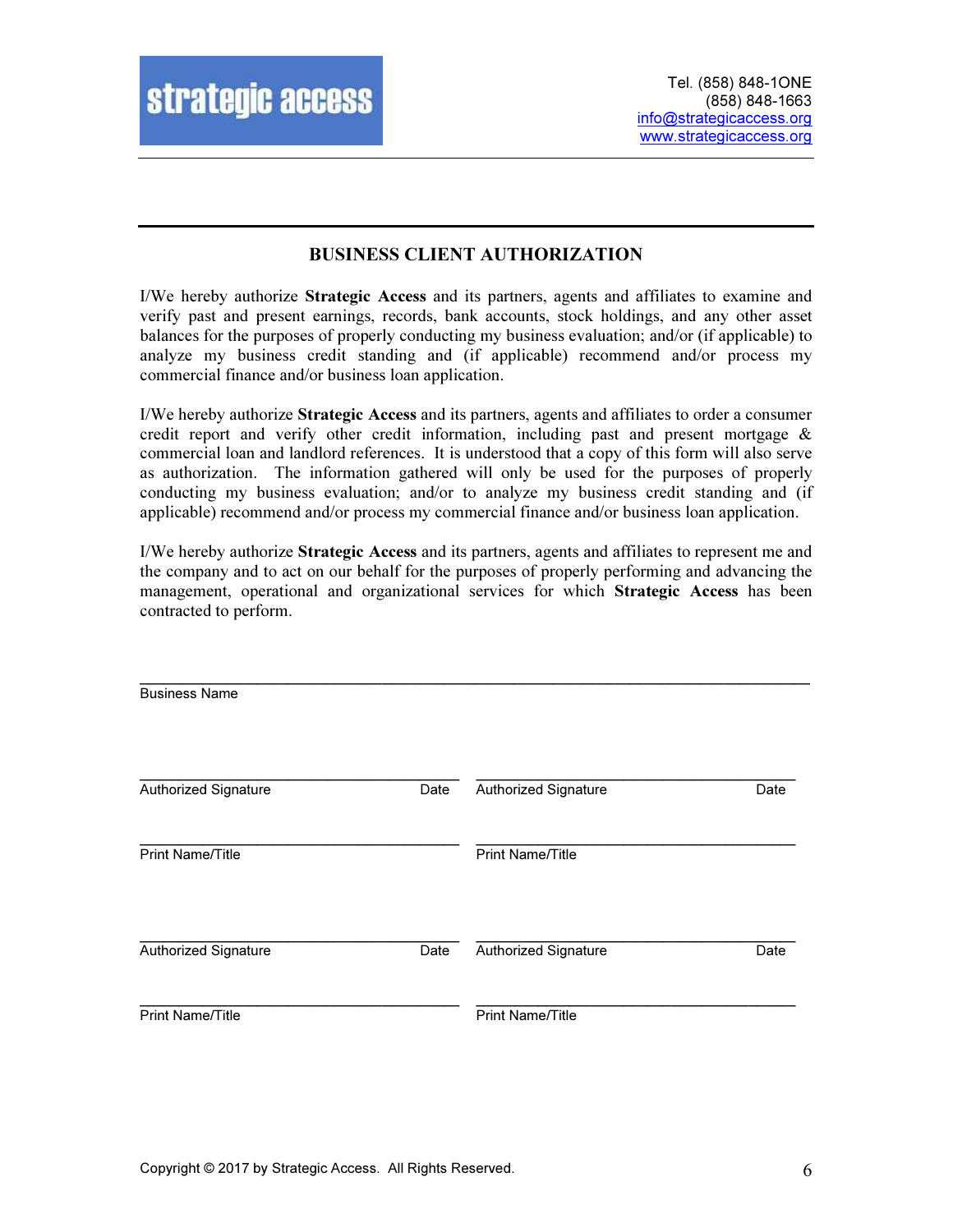strategic access

Tel. (858) 848-1ONE
(858) 848-1663
info@strategicaccess.org
www.strategicaccess.org

## BUSINESS CLIENT AUTHORIZATION

I/We hereby authorize **Strategic Access** and its partners, agents and affiliates to examine and verify past and present earnings, records, bank accounts, stock holdings, and any other asset balances for the purposes of properly conducting my business evaluation; and/or (if applicable) to analyze my business credit standing and (if applicable) recommend and/or process my commercial finance and/or business loan application.

I/We hereby authorize **Strategic Access** and its partners, agents and affiliates to order a consumer credit report and verify other credit information, including past and present mortgage & commercial loan and landlord references. It is understood that a copy of this form will also serve as authorization. The information gathered will only be used for the purposes of properly conducting my business evaluation; and/or to analyze my business credit standing and (if applicable) recommend and/or process my commercial finance and/or business loan application.

I/We hereby authorize **Strategic Access** and its partners, agents and affiliates to represent me and the company and to act on our behalf for the purposes of properly performing and advancing the management, operational and organizational services for which **Strategic Access** has been contracted to perform.

\_\_\_\_\_\_\_\_\_\_\_\_\_\_\_\_\_\_\_\_\_\_\_\_\_\_\_\_\_\_\_\_\_\_\_\_\_\_\_\_\_\_\_\_\_\_\_\_
Business Name

\_\_\_\_\_\_\_\_\_\_\_\_\_\_\_\_\_\_\_\_\_\_\_\_\_\_\_\_\_\_ \_\_\_\_\_\_\_\_\_\_\_\_\_\_\_\_\_\_\_\_\_\_\_\_\_\_\_\_\_\_
Authorized Signature Date | Authorized Signature Date

\_\_\_\_\_\_\_\_\_\_\_\_\_\_\_\_\_\_\_\_\_\_\_\_\_\_\_\_\_\_ \_\_\_\_\_\_\_\_\_\_\_\_\_\_\_\_\_\_\_\_\_\_\_\_\_\_\_\_\_\_
Print Name/Title | Print Name/Title

\_\_\_\_\_\_\_\_\_\_\_\_\_\_\_\_\_\_\_\_\_\_\_\_\_\_\_\_\_\_ \_\_\_\_\_\_\_\_\_\_\_\_\_\_\_\_\_\_\_\_\_\_\_\_\_\_\_\_\_\_
Authorized Signature Date | Authorized Signature Date

\_\_\_\_\_\_\_\_\_\_\_\_\_\_\_\_\_\_\_\_\_\_\_\_\_\_\_\_\_\_ \_\_\_\_\_\_\_\_\_\_\_\_\_\_\_\_\_\_\_\_\_\_\_\_\_\_\_\_\_\_
Print Name/Title | Print Name/Title

Copyright © 2017 by Strategic Access. All Rights Reserved.